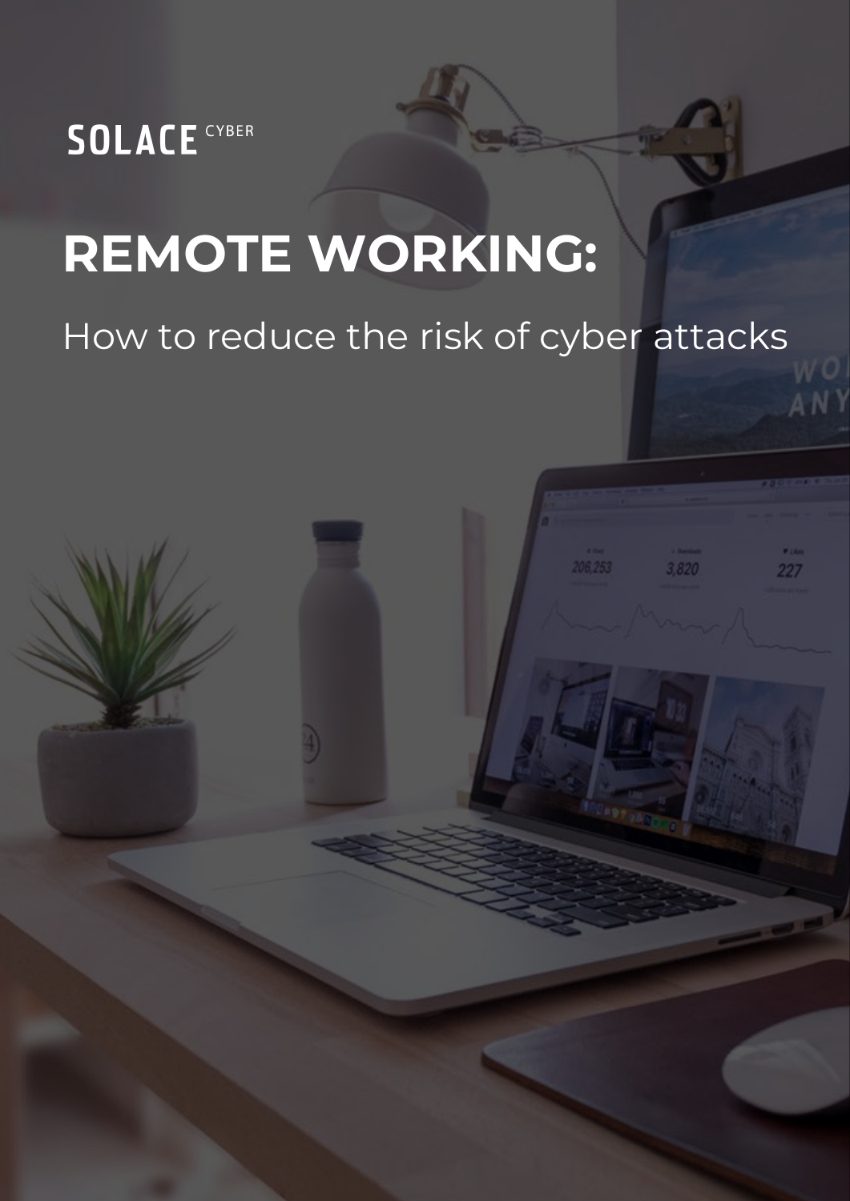SOLACE CYBER

# REMOTE WORKING:

How to reduce the risk of cyber attacks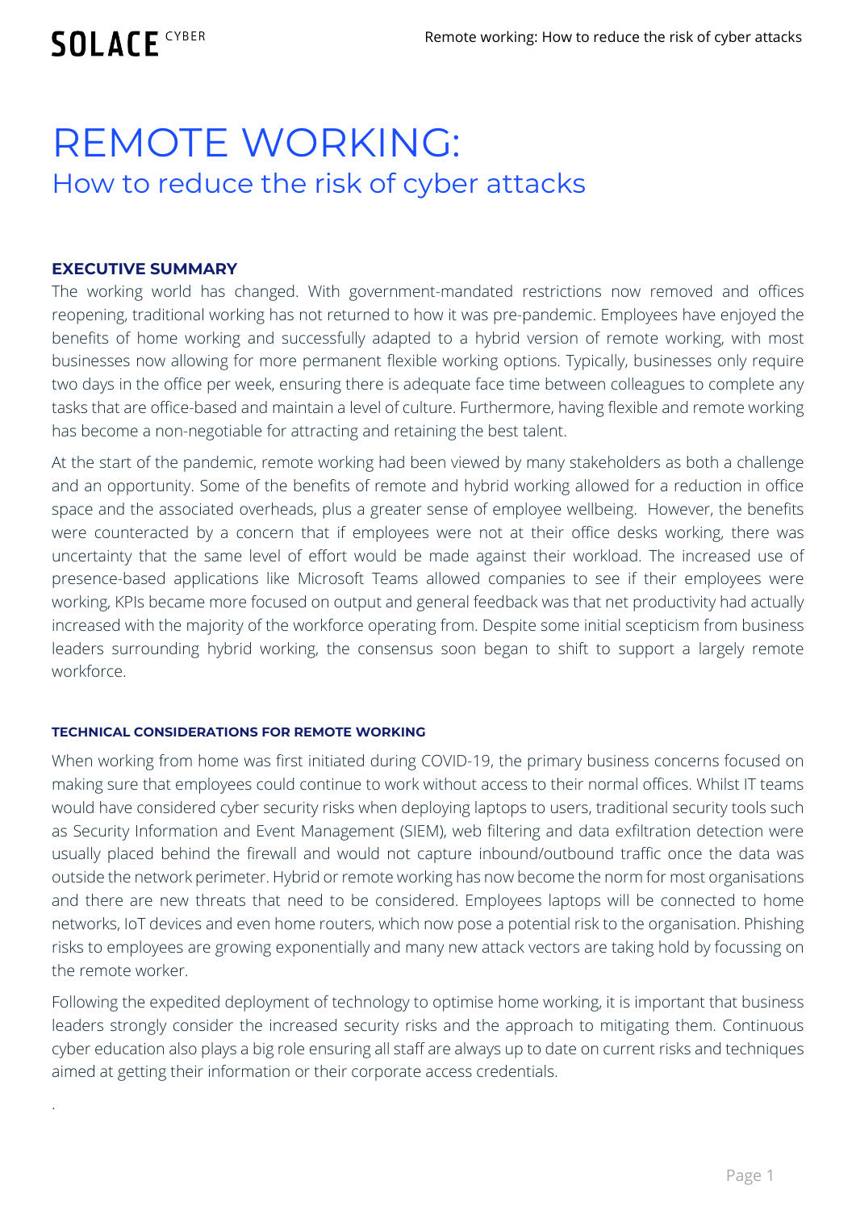# REMOTE WORKING:

## How to reduce the risk of cyber attacks

### EXECUTIVE SUMMARY

The working world has changed. With government-mandated restrictions now removed and offices reopening, traditional working has not returned to how it was pre-pandemic. Employees have enjoyed the benefits of home working and successfully adapted to a hybrid version of remote working, with most businesses now allowing for more permanent flexible working options. Typically, businesses only require two days in the office per week, ensuring there is adequate face time between colleagues to complete any tasks that are office-based and maintain a level of culture. Furthermore, having flexible and remote working has become a non-negotiable for attracting and retaining the best talent.

At the start of the pandemic, remote working had been viewed by many stakeholders as both a challenge and an opportunity. Some of the benefits of remote and hybrid working allowed for a reduction in office space and the associated overheads, plus a greater sense of employee wellbeing. However, the benefits were counteracted by a concern that if employees were not at their office desks working, there was uncertainty that the same level of effort would be made against their workload. The increased use of presence-based applications like Microsoft Teams allowed companies to see if their employees were working, KPIs became more focused on output and general feedback was that net productivity had actually increased with the majority of the workforce operating from. Despite some initial scepticism from business leaders surrounding hybrid working, the consensus soon began to shift to support a largely remote workforce.

#### TECHNICAL CONSIDERATIONS FOR REMOTE WORKING

When working from home was first initiated during COVID-19, the primary business concerns focused on making sure that employees could continue to work without access to their normal offices. Whilst IT teams would have considered cyber security risks when deploying laptops to users, traditional security tools such as Security Information and Event Management (SIEM), web filtering and data exfiltration detection were usually placed behind the firewall and would not capture inbound/outbound traffic once the data was outside the network perimeter. Hybrid or remote working has now become the norm for most organisations and there are new threats that need to be considered. Employees laptops will be connected to home networks, IoT devices and even home routers, which now pose a potential risk to the organisation. Phishing risks to employees are growing exponentially and many new attack vectors are taking hold by focussing on the remote worker.

Following the expedited deployment of technology to optimise home working, it is important that business leaders strongly consider the increased security risks and the approach to mitigating them. Continuous cyber education also plays a big role ensuring all staff are always up to date on current risks and techniques aimed at getting their information or their corporate access credentials.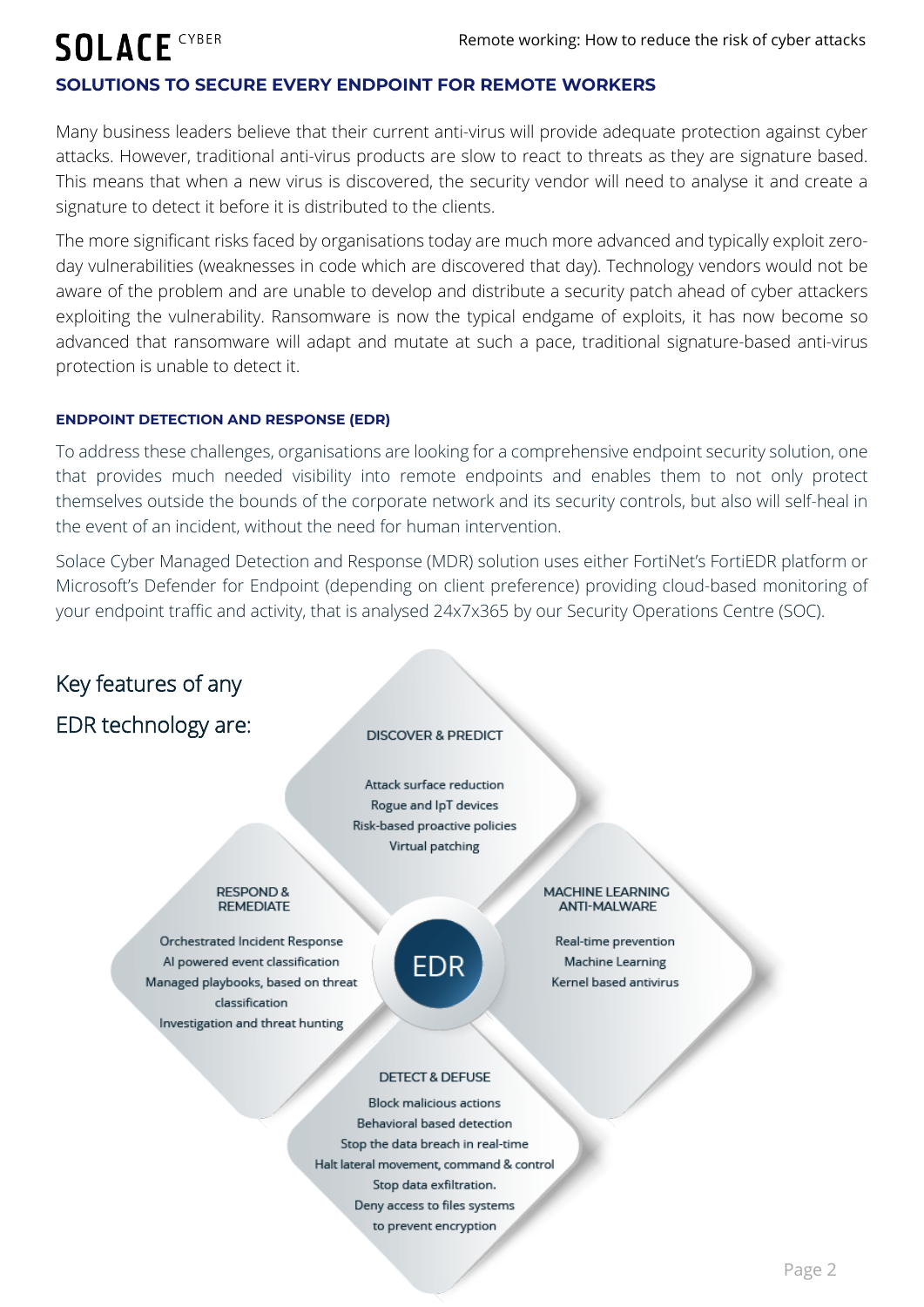## SOLUTIONS TO SECURE EVERY ENDPOINT FOR REMOTE WORKERS

Many business leaders believe that their current anti-virus will provide adequate protection against cyber attacks. However, traditional anti-virus products are slow to react to threats as they are signature based. This means that when a new virus is discovered, the security vendor will need to analyse it and create a signature to detect it before it is distributed to the clients.

The more significant risks faced by organisations today are much more advanced and typically exploit zero-day vulnerabilities (weaknesses in code which are discovered that day). Technology vendors would not be aware of the problem and are unable to develop and distribute a security patch ahead of cyber attackers exploiting the vulnerability. Ransomware is now the typical endgame of exploits, it has now become so advanced that ransomware will adapt and mutate at such a pace, traditional signature-based anti-virus protection is unable to detect it.

### ENDPOINT DETECTION AND RESPONSE (EDR)

To address these challenges, organisations are looking for a comprehensive endpoint security solution, one that provides much needed visibility into remote endpoints and enables them to not only protect themselves outside the bounds of the corporate network and its security controls, but also will self-heal in the event of an incident, without the need for human intervention.

Solace Cyber Managed Detection and Response (MDR) solution uses either FortiNet's FortiEDR platform or Microsoft's Defender for Endpoint (depending on client preference) providing cloud-based monitoring of your endpoint traffic and activity, that is analysed 24x7x365 by our Security Operations Centre (SOC).

## Key features of any EDR technology are:

**EDR**

**DISCOVER & PREDICT**

- Attack surface reduction
- Rogue and IpT devices
- Risk-based proactive policies
- Virtual patching

**MACHINE LEARNING ANTI-MALWARE**

- Real-time prevention
- Machine Learning
- Kernel based antivirus

**DETECT & DEFUSE**

- Block malicious actions
- Behavioral based detection
- Stop the data breach in real-time
- Halt lateral movement, command & control
- Stop data exfiltration.
- Deny access to files systems to prevent encryption

**RESPOND & REMEDIATE**

- Orchestrated Incident Response
- AI powered event classification
- Managed playbooks, based on threat classification
- Investigation and threat hunting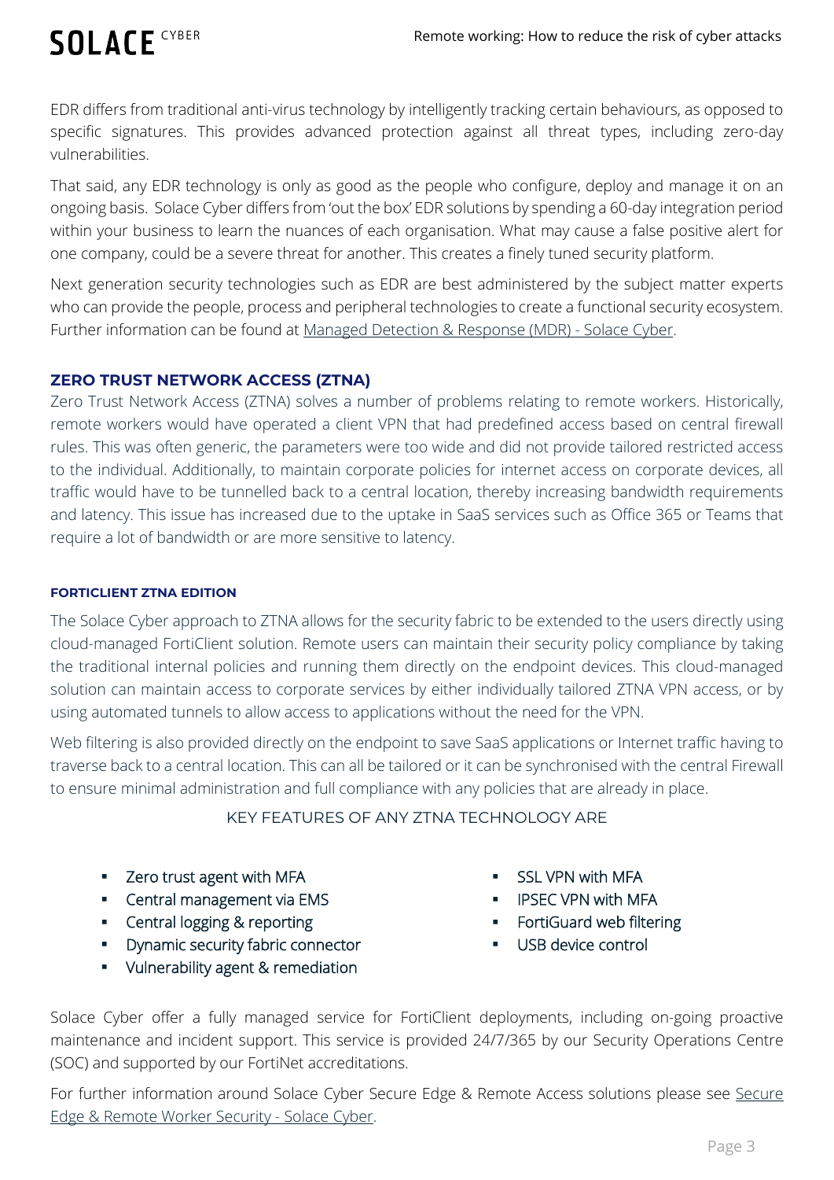EDR differs from traditional anti-virus technology by intelligently tracking certain behaviours, as opposed to specific signatures. This provides advanced protection against all threat types, including zero-day vulnerabilities.

That said, any EDR technology is only as good as the people who configure, deploy and manage it on an ongoing basis. Solace Cyber differs from 'out the box' EDR solutions by spending a 60-day integration period within your business to learn the nuances of each organisation. What may cause a false positive alert for one company, could be a severe threat for another. This creates a finely tuned security platform.

Next generation security technologies such as EDR are best administered by the subject matter experts who can provide the people, process and peripheral technologies to create a functional security ecosystem. Further information can be found at [Managed Detection & Response (MDR) - Solace Cyber](#).

## ZERO TRUST NETWORK ACCESS (ZTNA)

Zero Trust Network Access (ZTNA) solves a number of problems relating to remote workers. Historically, remote workers would have operated a client VPN that had predefined access based on central firewall rules. This was often generic, the parameters were too wide and did not provide tailored restricted access to the individual. Additionally, to maintain corporate policies for internet access on corporate devices, all traffic would have to be tunnelled back to a central location, thereby increasing bandwidth requirements and latency. This issue has increased due to the uptake in SaaS services such as Office 365 or Teams that require a lot of bandwidth or are more sensitive to latency.

### FORTICLIENT ZTNA EDITION

The Solace Cyber approach to ZTNA allows for the security fabric to be extended to the users directly using cloud-managed FortiClient solution. Remote users can maintain their security policy compliance by taking the traditional internal policies and running them directly on the endpoint devices. This cloud-managed solution can maintain access to corporate services by either individually tailored ZTNA VPN access, or by using automated tunnels to allow access to applications without the need for the VPN.

Web filtering is also provided directly on the endpoint to save SaaS applications or Internet traffic having to traverse back to a central location. This can all be tailored or it can be synchronised with the central Firewall to ensure minimal administration and full compliance with any policies that are already in place.

KEY FEATURES OF ANY ZTNA TECHNOLOGY ARE

- Zero trust agent with MFA
- Central management via EMS
- Central logging & reporting
- Dynamic security fabric connector
- Vulnerability agent & remediation
- SSL VPN with MFA
- IPSEC VPN with MFA
- FortiGuard web filtering
- USB device control

Solace Cyber offer a fully managed service for FortiClient deployments, including on-going proactive maintenance and incident support. This service is provided 24/7/365 by our Security Operations Centre (SOC) and supported by our FortiNet accreditations.

For further information around Solace Cyber Secure Edge & Remote Access solutions please see [Secure Edge & Remote Worker Security - Solace Cyber](#).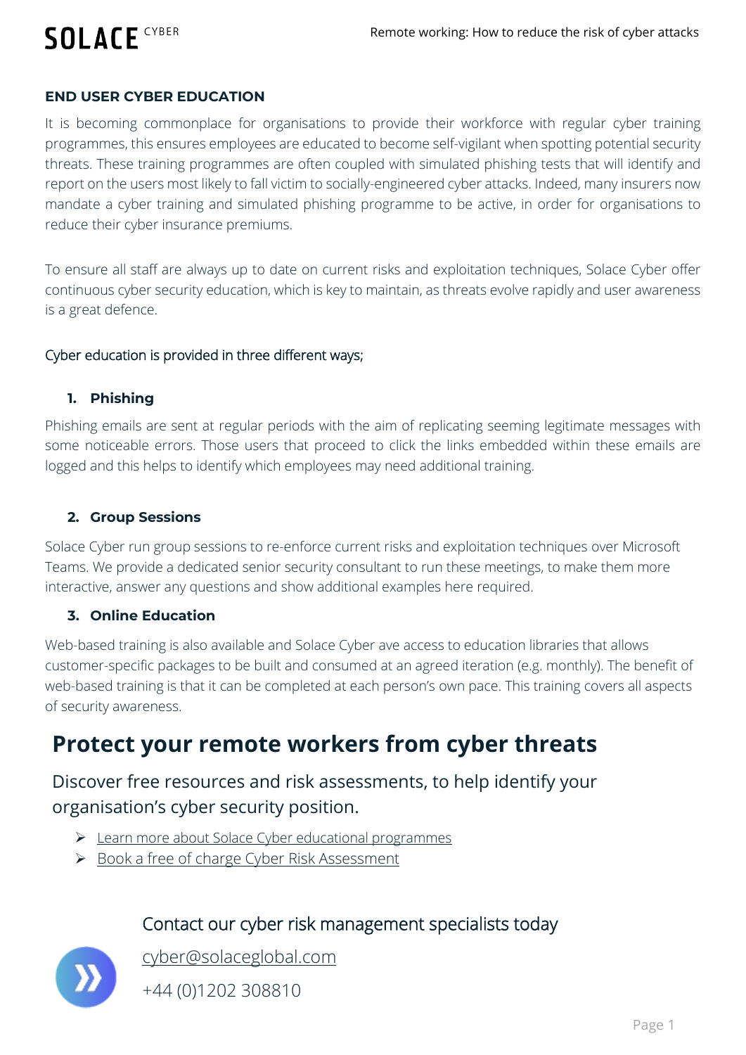### END USER CYBER EDUCATION

It is becoming commonplace for organisations to provide their workforce with regular cyber training programmes, this ensures employees are educated to become self-vigilant when spotting potential security threats. These training programmes are often coupled with simulated phishing tests that will identify and report on the users most likely to fall victim to socially-engineered cyber attacks. Indeed, many insurers now mandate a cyber training and simulated phishing programme to be active, in order for organisations to reduce their cyber insurance premiums.

To ensure all staff are always up to date on current risks and exploitation techniques, Solace Cyber offer continuous cyber security education, which is key to maintain, as threats evolve rapidly and user awareness is a great defence.

Cyber education is provided in three different ways;

#### 1. Phishing

Phishing emails are sent at regular periods with the aim of replicating seeming legitimate messages with some noticeable errors. Those users that proceed to click the links embedded within these emails are logged and this helps to identify which employees may need additional training.

#### 2. Group Sessions

Solace Cyber run group sessions to re-enforce current risks and exploitation techniques over Microsoft Teams. We provide a dedicated senior security consultant to run these meetings, to make them more interactive, answer any questions and show additional examples here required.

#### 3. Online Education

Web-based training is also available and Solace Cyber ave access to education libraries that allows customer-specific packages to be built and consumed at an agreed iteration (e.g. monthly). The benefit of web-based training is that it can be completed at each person's own pace. This training covers all aspects of security awareness.

## Protect your remote workers from cyber threats

Discover free resources and risk assessments, to help identify your organisation's cyber security position.

- Learn more about Solace Cyber educational programmes
- Book a free of charge Cyber Risk Assessment

Contact our cyber risk management specialists today

cyber@solaceglobal.com

+44 (0)1202 308810